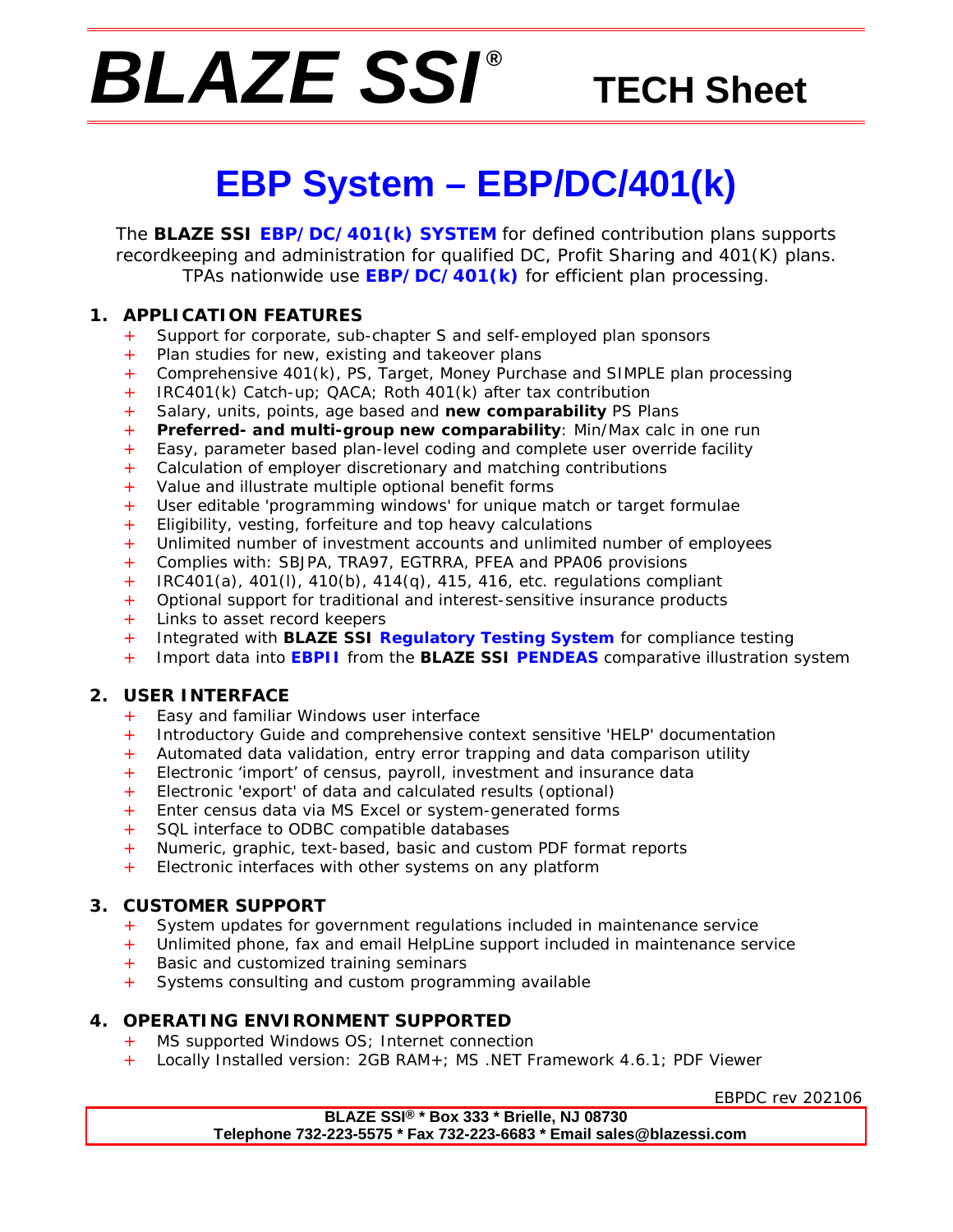# BLAZE SSI® TECH Sheet

## EBP System – EBP/DC/401(k)

The **BLAZE SSI EBP/DC/401(k) SYSTEM** for defined contribution plans supports recordkeeping and administration for qualified DC, Profit Sharing and 401(K) plans. TPAs nationwide use **EBP/DC/401(k)** for efficient plan processing.

### 1. APPLICATION FEATURES

- Support for corporate, sub-chapter S and self-employed plan sponsors
- Plan studies for new, existing and takeover plans
- Comprehensive 401(k), PS, Target, Money Purchase and SIMPLE plan processing
- IRC401(k) Catch-up; QACA; Roth 401(k) after tax contribution
- Salary, units, points, age based and **new comparability** PS Plans
- **Preferred- and multi-group new comparability**: Min/Max calc in one run
- Easy, parameter based plan-level coding and complete user override facility
- Calculation of employer discretionary and matching contributions
- Value and illustrate multiple optional benefit forms
- User editable 'programming windows' for unique match or target formulae
- Eligibility, vesting, forfeiture and top heavy calculations
- Unlimited number of investment accounts and unlimited number of employees
- Complies with: SBJPA, TRA97, EGTRRA, PFEA and PPA06 provisions
- IRC401(a), 401(l), 410(b), 414(q), 415, 416, etc. regulations compliant
- Optional support for traditional and interest-sensitive insurance products
- Links to asset record keepers
- Integrated with **BLAZE SSI Regulatory Testing System** for compliance testing
- Import data into **EBPII** from the **BLAZE SSI PENDEAS** comparative illustration system

### 2. USER INTERFACE

- Easy and familiar Windows user interface
- Introductory Guide and comprehensive context sensitive 'HELP' documentation
- Automated data validation, entry error trapping and data comparison utility
- Electronic 'import' of census, payroll, investment and insurance data
- Electronic 'export' of data and calculated results (optional)
- Enter census data via MS Excel or system-generated forms
- SQL interface to ODBC compatible databases
- Numeric, graphic, text-based, basic and custom PDF format reports
- Electronic interfaces with other systems on any platform

### 3. CUSTOMER SUPPORT

- System updates for government regulations included in maintenance service
- Unlimited phone, fax and email HelpLine support included in maintenance service
- Basic and customized training seminars
- Systems consulting and custom programming available

### 4. OPERATING ENVIRONMENT SUPPORTED

- MS supported Windows OS; Internet connection
- Locally Installed version: 2GB RAM+; MS .NET Framework 4.6.1; PDF Viewer

EBPDC rev 202106

**BLAZE SSI® * Box 333 * Brielle, NJ 08730**
**Telephone 732-223-5575 * Fax 732-223-6683 * Email sales@blazessi.com**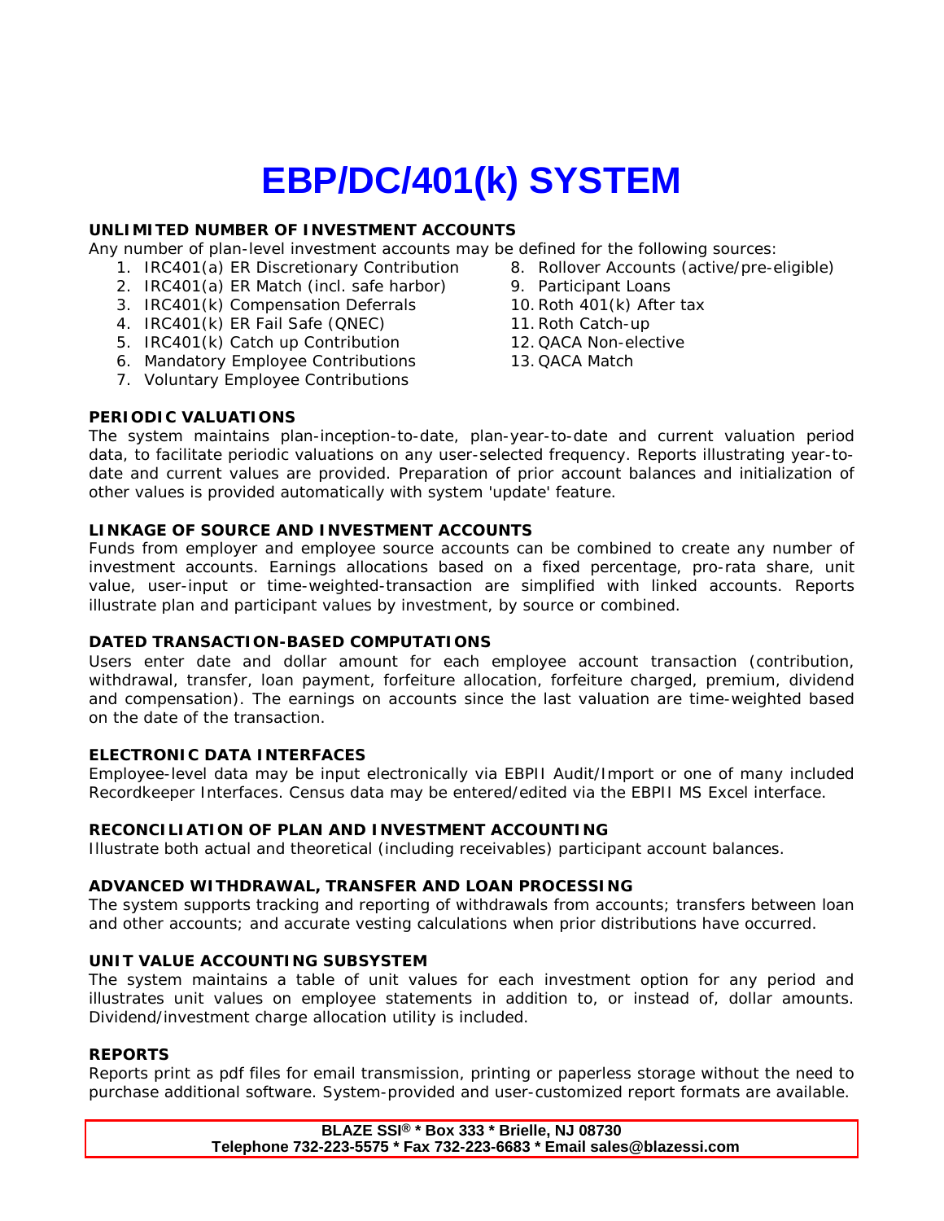# EBP/DC/401(k) SYSTEM

**UNLIMITED NUMBER OF INVESTMENT ACCOUNTS**

Any number of plan-level investment accounts may be defined for the following sources:

1. IRC401(a) ER Discretionary Contribution
2. IRC401(a) ER Match (incl. safe harbor)
3. IRC401(k) Compensation Deferrals
4. IRC401(k) ER Fail Safe (QNEC)
5. IRC401(k) Catch up Contribution
6. Mandatory Employee Contributions
7. Voluntary Employee Contributions
8. Rollover Accounts (active/pre-eligible)
9. Participant Loans
10. Roth 401(k) After tax
11. Roth Catch-up
12. QACA Non-elective
13. QACA Match

**PERIODIC VALUATIONS**

The system maintains plan-inception-to-date, plan-year-to-date and current valuation period data, to facilitate periodic valuations on any user-selected frequency. Reports illustrating year-to-date and current values are provided. Preparation of prior account balances and initialization of other values is provided automatically with system 'update' feature.

**LINKAGE OF SOURCE AND INVESTMENT ACCOUNTS**

Funds from employer and employee source accounts can be combined to create any number of investment accounts. Earnings allocations based on a fixed percentage, pro-rata share, unit value, user-input or time-weighted-transaction are simplified with linked accounts. Reports illustrate plan and participant values by investment, by source or combined.

**DATED TRANSACTION-BASED COMPUTATIONS**

Users enter date and dollar amount for each employee account transaction (contribution, withdrawal, transfer, loan payment, forfeiture allocation, forfeiture charged, premium, dividend and compensation). The earnings on accounts since the last valuation are time-weighted based on the date of the transaction.

**ELECTRONIC DATA INTERFACES**

Employee-level data may be input electronically via EBPII Audit/Import or one of many included Recordkeeper Interfaces. Census data may be entered/edited via the EBPII MS Excel interface.

**RECONCILIATION OF PLAN AND INVESTMENT ACCOUNTING**

Illustrate both actual and theoretical (including receivables) participant account balances.

**ADVANCED WITHDRAWAL, TRANSFER AND LOAN PROCESSING**

The system supports tracking and reporting of withdrawals from accounts; transfers between loan and other accounts; and accurate vesting calculations when prior distributions have occurred.

**UNIT VALUE ACCOUNTING SUBSYSTEM**

The system maintains a table of unit values for each investment option for any period and illustrates unit values on employee statements in addition to, or instead of, dollar amounts. Dividend/investment charge allocation utility is included.

**REPORTS**

Reports print as pdf files for email transmission, printing or paperless storage without the need to purchase additional software. System-provided and user-customized report formats are available.

**BLAZE SSI® * Box 333 * Brielle, NJ 08730**
**Telephone 732-223-5575 * Fax 732-223-6683 * Email sales@blazessi.com**